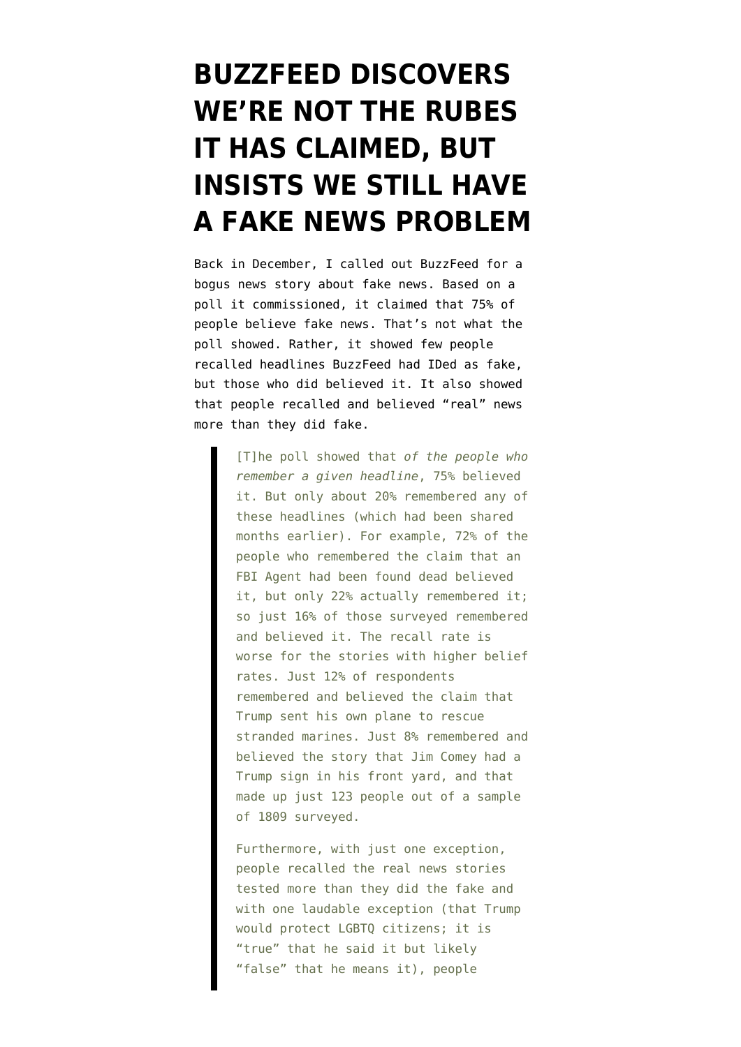# BUZZFEED DISCOVERS WE'RE NOT THE RUBES IT HAS CLAIMED, BUT INSISTS WE STILL HAVE A FAKE NEWS PROBLEM

Back in December, I called out BuzzFeed for a bogus news story about fake news. Based on a poll it commissioned, it claimed that 75% of people believe fake news. That's not what the poll showed. Rather, it showed few people recalled headlines BuzzFeed had IDed as fake, but those who did believed it. It also showed that people recalled and believed "real" news more than they did fake.

> [T]he poll showed that *of the people who remember a given headline*, 75% believed it. But only about 20% remembered any of these headlines (which had been shared months earlier). For example, 72% of the people who remembered the claim that an FBI Agent had been found dead believed it, but only 22% actually remembered it; so just 16% of those surveyed remembered and believed it. The recall rate is worse for the stories with higher belief rates. Just 12% of respondents remembered and believed the claim that Trump sent his own plane to rescue stranded marines. Just 8% remembered and believed the story that Jim Comey had a Trump sign in his front yard, and that made up just 123 people out of a sample of 1809 surveyed.
>
> Furthermore, with just one exception, people recalled the real news stories tested more than they did the fake and with one laudable exception (that Trump would protect LGBTQ citizens; it is "true" that he said it but likely "false" that he means it), people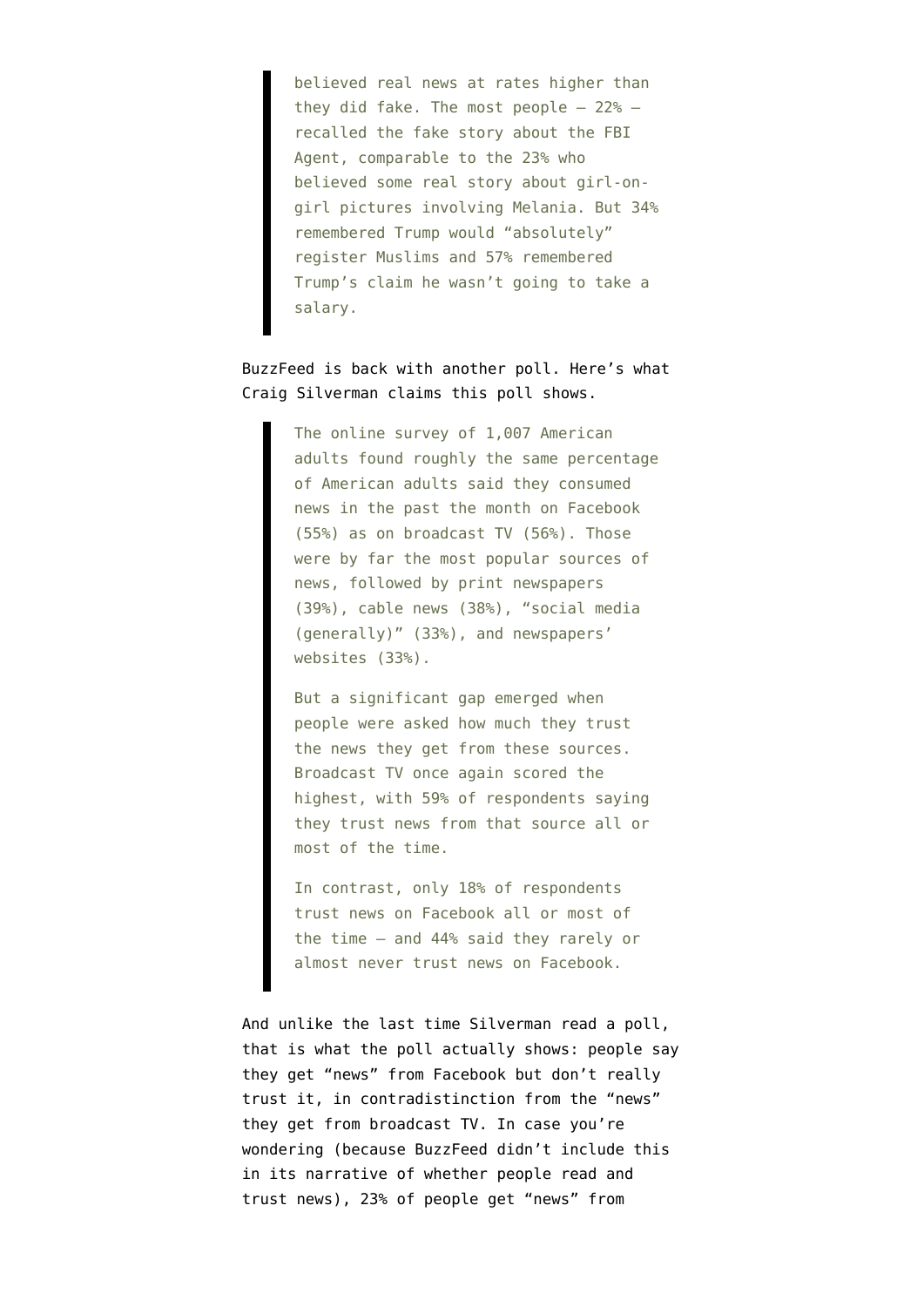> believed real news at rates higher than they did fake. The most people — 22% — recalled the fake story about the FBI Agent, comparable to the 23% who believed some real story about girl-on-girl pictures involving Melania. But 34% remembered Trump would "absolutely" register Muslims and 57% remembered Trump's claim he wasn't going to take a salary.

BuzzFeed is back with another poll. Here's what Craig Silverman claims this poll shows.

> The online survey of 1,007 American adults found roughly the same percentage of American adults said they consumed news in the past the month on Facebook (55%) as on broadcast TV (56%). Those were by far the most popular sources of news, followed by print newspapers (39%), cable news (38%), "social media (generally)" (33%), and newspapers' websites (33%).
>
> But a significant gap emerged when people were asked how much they trust the news they get from these sources. Broadcast TV once again scored the highest, with 59% of respondents saying they trust news from that source all or most of the time.
>
> In contrast, only 18% of respondents trust news on Facebook all or most of the time — and 44% said they rarely or almost never trust news on Facebook.

And unlike the last time Silverman read a poll, that is what the poll actually shows: people say they get "news" from Facebook but don't really trust it, in contradistinction from the "news" they get from broadcast TV. In case you're wondering (because BuzzFeed didn't include this in its narrative of whether people read and trust news), 23% of people get "news" from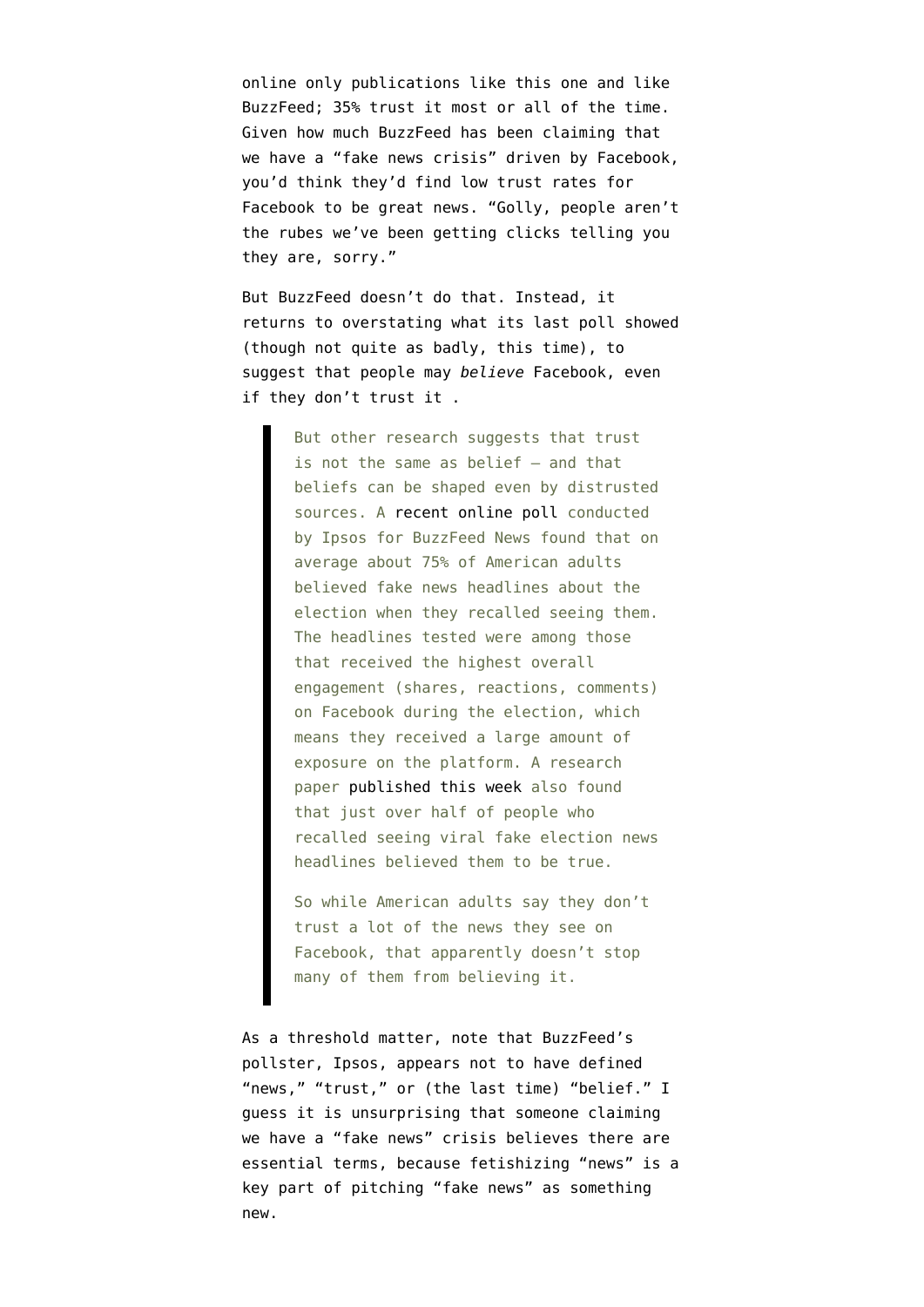online only publications like this one and like BuzzFeed; 35% trust it most or all of the time. Given how much BuzzFeed has been claiming that we have a "fake news crisis" driven by Facebook, you'd think they'd find low trust rates for Facebook to be great news. "Golly, people aren't the rubes we've been getting clicks telling you they are, sorry."

But BuzzFeed doesn't do that. Instead, it returns to overstating what its last poll showed (though not quite as badly, this time), to suggest that people may *believe* Facebook, even if they don't trust it .

> But other research suggests that trust is not the same as belief — and that beliefs can be shaped even by distrusted sources. A recent online poll conducted by Ipsos for BuzzFeed News found that on average about 75% of American adults believed fake news headlines about the election when they recalled seeing them. The headlines tested were among those that received the highest overall engagement (shares, reactions, comments) on Facebook during the election, which means they received a large amount of exposure on the platform. A research paper published this week also found that just over half of people who recalled seeing viral fake election news headlines believed them to be true.
>
> So while American adults say they don't trust a lot of the news they see on Facebook, that apparently doesn't stop many of them from believing it.

As a threshold matter, note that BuzzFeed's pollster, Ipsos, appears not to have defined "news," "trust," or (the last time) "belief." I guess it is unsurprising that someone claiming we have a "fake news" crisis believes there are essential terms, because fetishizing "news" is a key part of pitching "fake news" as something new.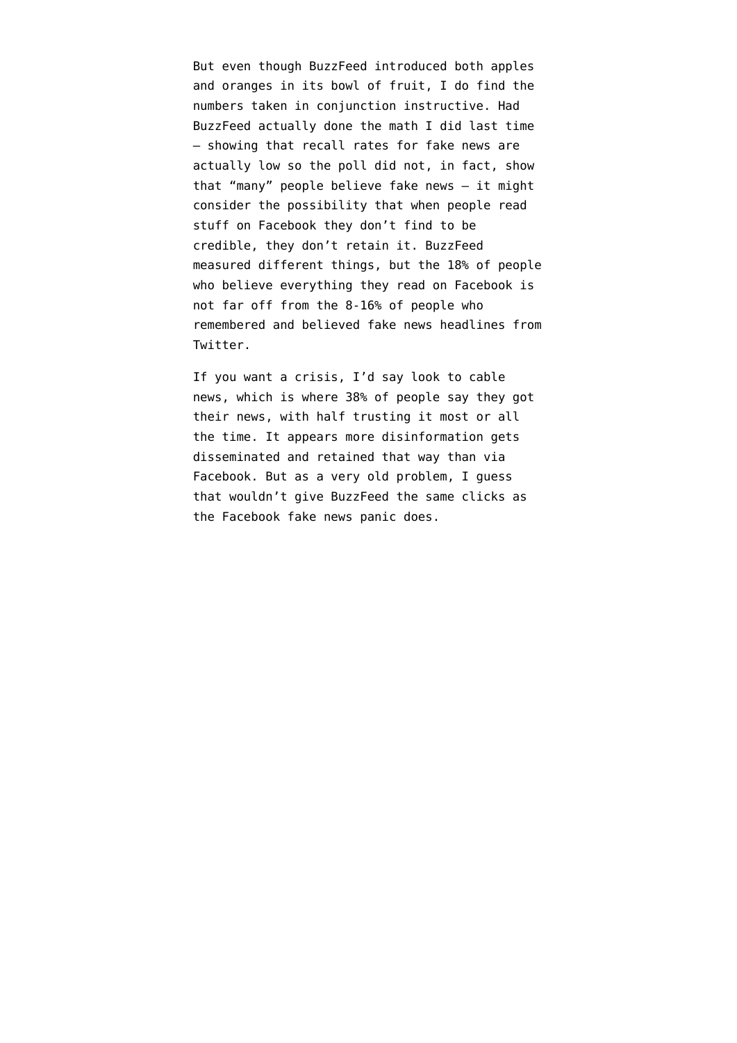But even though BuzzFeed introduced both apples and oranges in its bowl of fruit, I do find the numbers taken in conjunction instructive. Had BuzzFeed actually done the math I did last time — showing that recall rates for fake news are actually low so the poll did not, in fact, show that "many" people believe fake news — it might consider the possibility that when people read stuff on Facebook they don't find to be credible, they don't retain it. BuzzFeed measured different things, but the 18% of people who believe everything they read on Facebook is not far off from the 8-16% of people who remembered and believed fake news headlines from Twitter.

If you want a crisis, I'd say look to cable news, which is where 38% of people say they got their news, with half trusting it most or all the time. It appears more disinformation gets disseminated and retained that way than via Facebook. But as a very old problem, I guess that wouldn't give BuzzFeed the same clicks as the Facebook fake news panic does.